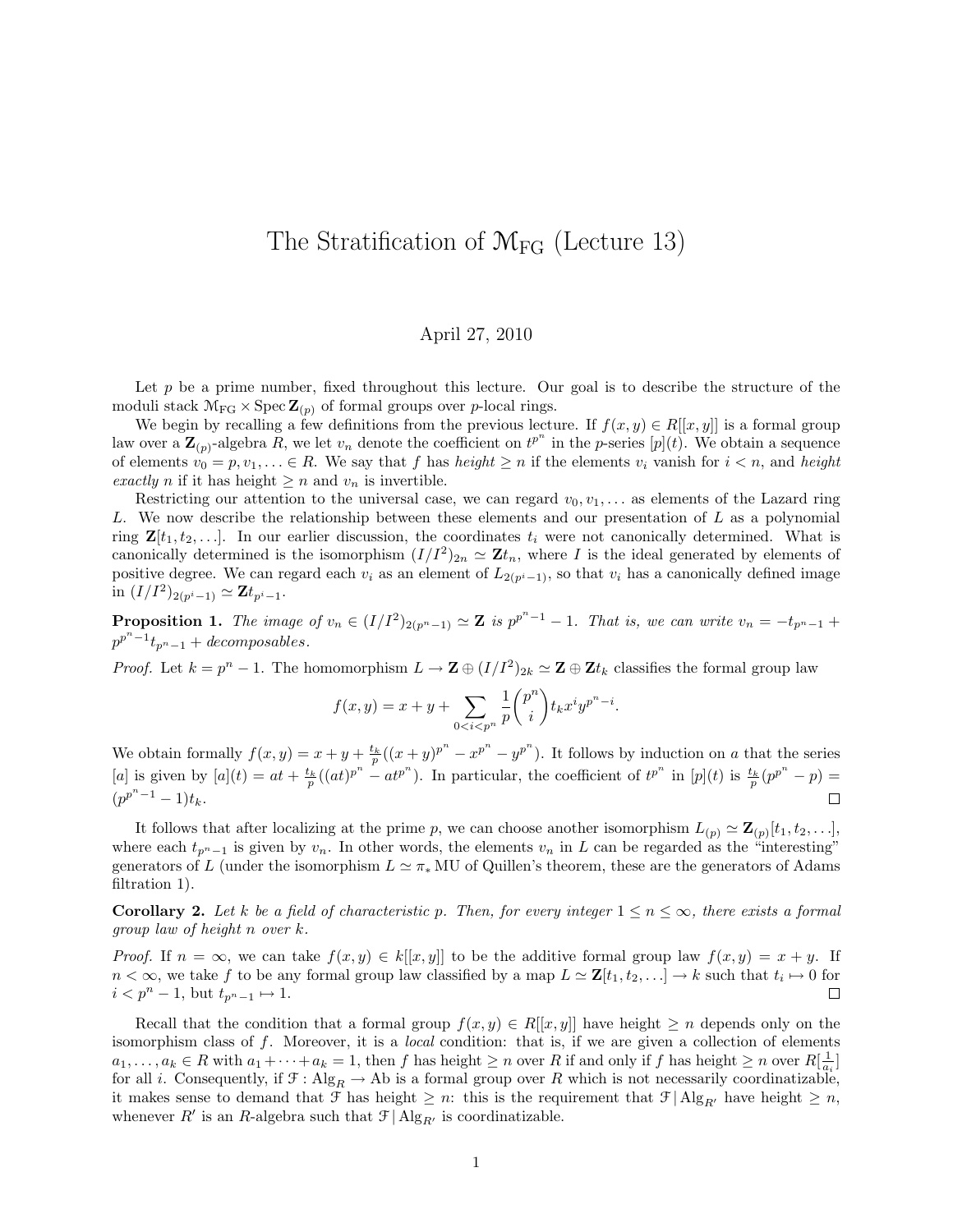# The Stratification of $\mathcal{M}_{\mathrm{FG}}$ (Lecture 13)

April 27, 2010

Let $p$ be a prime number, fixed throughout this lecture. Our goal is to describe the structure of the moduli stack $\mathcal{M}_{\mathrm{FG}} \times \operatorname{Spec} \mathbf{Z}_{(p)}$ of formal groups over $p$-local rings.

We begin by recalling a few definitions from the previous lecture. If $f(x,y) \in R[[x,y]]$ is a formal group law over a $\mathbf{Z}_{(p)}$-algebra $R$, we let $v_n$ denote the coefficient on $t^{p^n}$ in the $p$-series $[p](t)$. We obtain a sequence of elements $v_0 = p, v_1, \ldots \in R$. We say that $f$ has *height* $\geq n$ if the elements $v_i$ vanish for $i < n$, and *height exactly* $n$ if it has height $\geq n$ and $v_n$ is invertible.

Restricting our attention to the universal case, we can regard $v_0, v_1, \ldots$ as elements of the Lazard ring $L$. We now describe the relationship between these elements and our presentation of $L$ as a polynomial ring $\mathbf{Z}[t_1, t_2, \ldots]$. In our earlier discussion, the coordinates $t_i$ were not canonically determined. What is canonically determined is the isomorphism $(I/I^2)_{2n} \simeq \mathbf{Z}t_n$, where $I$ is the ideal generated by elements of positive degree. We can regard each $v_i$ as an element of $L_{2(p^i-1)}$, so that $v_i$ has a canonically defined image in $(I/I^2)_{2(p^i-1)} \simeq \mathbf{Z}t_{p^i-1}$.

**Proposition 1.** *The image of $v_n \in (I/I^2)_{2(p^n-1)} \simeq \mathbf{Z}$ is $p^{p^n-1} - 1$. That is, we can write $v_n = -t_{p^n-1} + p^{p^n-1}t_{p^n-1} +$ decomposables.*

*Proof.* Let $k = p^n - 1$. The homomorphism $L \to \mathbf{Z} \oplus (I/I^2)_{2k} \simeq \mathbf{Z} \oplus \mathbf{Z}t_k$ classifies the formal group law

$$f(x,y) = x + y + \sum_{0<i<p^n} \frac{1}{p}\binom{p^n}{i} t_k x^i y^{p^n-i}.$$

We obtain formally $f(x,y) = x + y + \frac{t_k}{p}((x+y)^{p^n} - x^{p^n} - y^{p^n})$. It follows by induction on $a$ that the series $[a]$ is given by $[a](t) = at + \frac{t_k}{p}((at)^{p^n} - at^{p^n})$. In particular, the coefficient of $t^{p^n}$ in $[p](t)$ is $\frac{t_k}{p}(p^{p^n} - p) = (p^{p^n-1} - 1)t_k$. $\square$

It follows that after localizing at the prime $p$, we can choose another isomorphism $L_{(p)} \simeq \mathbf{Z}_{(p)}[t_1, t_2, \ldots]$, where each $t_{p^n-1}$ is given by $v_n$. In other words, the elements $v_n$ in $L$ can be regarded as the "interesting" generators of $L$ (under the isomorphism $L \simeq \pi_* \mathrm{MU}$ of Quillen's theorem, these are the generators of Adams filtration 1).

**Corollary 2.** *Let $k$ be a field of characteristic $p$. Then, for every integer $1 \leq n \leq \infty$, there exists a formal group law of height $n$ over $k$.*

*Proof.* If $n = \infty$, we can take $f(x,y) \in k[[x,y]]$ to be the additive formal group law $f(x,y) = x + y$. If $n < \infty$, we take $f$ to be any formal group law classified by a map $L \simeq \mathbf{Z}[t_1, t_2, \ldots] \to k$ such that $t_i \mapsto 0$ for $i < p^n - 1$, but $t_{p^n-1} \mapsto 1$. $\square$

Recall that the condition that a formal group $f(x,y) \in R[[x,y]]$ have height $\geq n$ depends only on the isomorphism class of $f$. Moreover, it is a *local* condition: that is, if we are given a collection of elements $a_1, \ldots, a_k \in R$ with $a_1 + \cdots + a_k = 1$, then $f$ has height $\geq n$ over $R$ if and only if $f$ has height $\geq n$ over $R[\frac{1}{a_i}]$ for all $i$. Consequently, if $\mathcal{F} : \mathrm{Alg}_R \to \mathrm{Ab}$ is a formal group over $R$ which is not necessarily coordinatizable, it makes sense to demand that $\mathcal{F}$ has height $\geq n$: this is the requirement that $\mathcal{F} \,|\, \mathrm{Alg}_{R'}$ have height $\geq n$, whenever $R'$ is an $R$-algebra such that $\mathcal{F} \,|\, \mathrm{Alg}_{R'}$ is coordinatizable.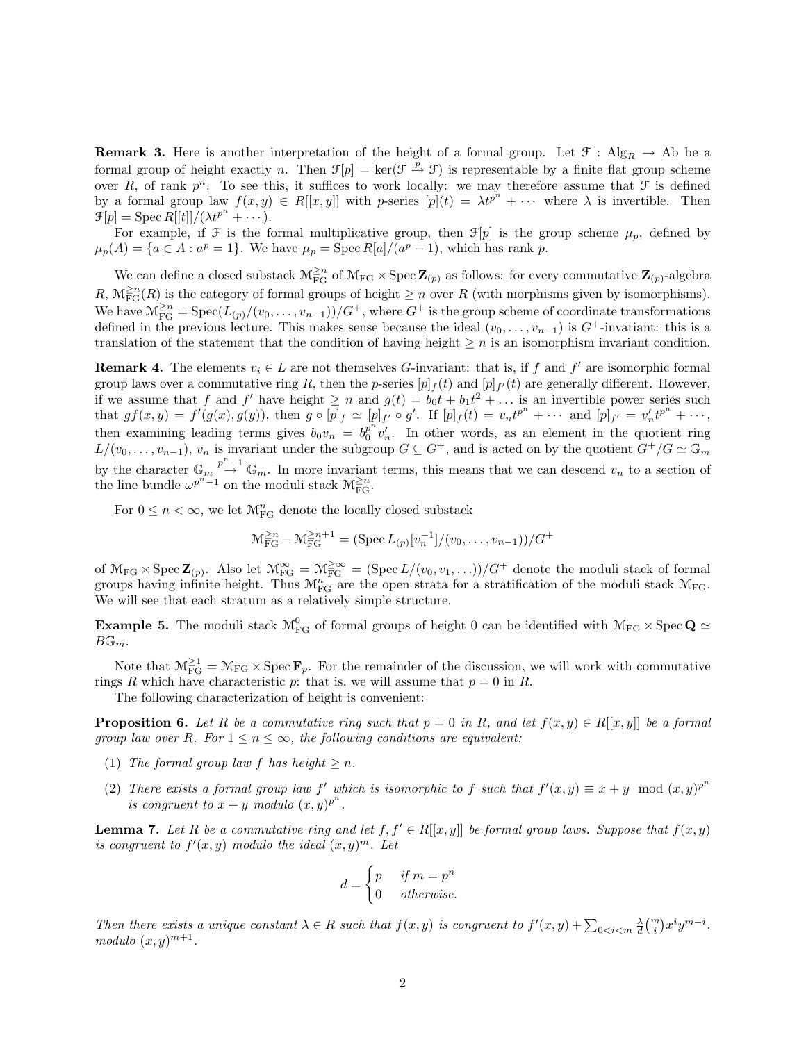**Remark 3.** Here is another interpretation of the height of a formal group. Let $\mathcal{F} : \mathrm{Alg}_R \to \mathrm{Ab}$ be a formal group of height exactly $n$. Then $\mathcal{F}[p] = \ker(\mathcal{F} \xrightarrow{p} \mathcal{F})$ is representable by a finite flat group scheme over $R$, of rank $p^n$. To see this, it suffices to work locally: we may therefore assume that $\mathcal{F}$ is defined by a formal group law $f(x,y) \in R[[x,y]]$ with $p$-series $[p](t) = \lambda t^{p^n} + \cdots$ where $\lambda$ is invertible. Then $\mathcal{F}[p] = \operatorname{Spec} R[[t]]/(\lambda t^{p^n} + \cdots)$.

For example, if $\mathcal{F}$ is the formal multiplicative group, then $\mathcal{F}[p]$ is the group scheme $\mu_p$, defined by $\mu_p(A) = \{a \in A : a^p = 1\}$. We have $\mu_p = \operatorname{Spec} R[a]/(a^p - 1)$, which has rank $p$.

We can define a closed substack $\mathcal{M}_{\mathrm{FG}}^{\geq n}$ of $\mathcal{M}_{\mathrm{FG}} \times \operatorname{Spec} \mathbf{Z}_{(p)}$ as follows: for every commutative $\mathbf{Z}_{(p)}$-algebra $R$, $\mathcal{M}_{\mathrm{FG}}^{\geq n}(R)$ is the category of formal groups of height $\geq n$ over $R$ (with morphisms given by isomorphisms). We have $\mathcal{M}_{\mathrm{FG}}^{\geq n} = \operatorname{Spec}(L_{(p)}/(v_0, \ldots, v_{n-1}))/G^+$, where $G^+$ is the group scheme of coordinate transformations defined in the previous lecture. This makes sense because the ideal $(v_0, \ldots, v_{n-1})$ is $G^+$-invariant: this is a translation of the statement that the condition of having height $\geq n$ is an isomorphism invariant condition.

**Remark 4.** The elements $v_i \in L$ are not themselves $G$-invariant: that is, if $f$ and $f'$ are isomorphic formal group laws over a commutative ring $R$, then the $p$-series $[p]_f(t)$ and $[p]_{f'}(t)$ are generally different. However, if we assume that $f$ and $f'$ have height $\geq n$ and $g(t) = b_0 t + b_1 t^2 + \ldots$ is an invertible power series such that $gf(x,y) = f'(g(x), g(y))$, then $g \circ [p]_f \simeq [p]_{f'} \circ g'$. If $[p]_f(t) = v_n t^{p^n} + \cdots$ and $[p]_{f'} = v'_n t^{p^n} + \cdots$, then examining leading terms gives $b_0 v_n = b_0^{p^n} v'_n$. In other words, as an element in the quotient ring $L/(v_0, \ldots, v_{n-1})$, $v_n$ is invariant under the subgroup $G \subseteq G^+$, and is acted on by the quotient $G^+/G \simeq \mathbb{G}_m$ by the character $\mathbb{G}_m \xrightarrow{p^n - 1} \mathbb{G}_m$. In more invariant terms, this means that we can descend $v_n$ to a section of the line bundle $\omega^{p^n - 1}$ on the moduli stack $\mathcal{M}_{\mathrm{FG}}^{\geq n}$.

For $0 \leq n < \infty$, we let $\mathcal{M}_{\mathrm{FG}}^{n}$ denote the locally closed substack

$$\mathcal{M}_{\mathrm{FG}}^{\geq n} - \mathcal{M}_{\mathrm{FG}}^{\geq n+1} = (\operatorname{Spec} L_{(p)}[v_n^{-1}]/(v_0, \ldots, v_{n-1}))/G^+$$

of $\mathcal{M}_{\mathrm{FG}} \times \operatorname{Spec} \mathbf{Z}_{(p)}$. Also let $\mathcal{M}_{\mathrm{FG}}^{\infty} = \mathcal{M}_{\mathrm{FG}}^{\geq \infty} = (\operatorname{Spec} L/(v_0, v_1, \ldots))/G^+$ denote the moduli stack of formal groups having infinite height. Thus $\mathcal{M}_{\mathrm{FG}}^{n}$ are the open strata for a stratification of the moduli stack $\mathcal{M}_{\mathrm{FG}}$. We will see that each stratum as a relatively simple structure.

**Example 5.** The moduli stack $\mathcal{M}_{\mathrm{FG}}^{0}$ of formal groups of height 0 can be identified with $\mathcal{M}_{\mathrm{FG}} \times \operatorname{Spec} \mathbf{Q} \simeq B\mathbb{G}_m$.

Note that $\mathcal{M}_{\mathrm{FG}}^{\geq 1} = \mathcal{M}_{\mathrm{FG}} \times \operatorname{Spec} \mathbf{F}_p$. For the remainder of the discussion, we will work with commutative rings $R$ which have characteristic $p$: that is, we will assume that $p = 0$ in $R$.

The following characterization of height is convenient:

**Proposition 6.** *Let $R$ be a commutative ring such that $p = 0$ in $R$, and let $f(x,y) \in R[[x,y]]$ be a formal group law over $R$. For $1 \leq n \leq \infty$, the following conditions are equivalent:*

1. *The formal group law $f$ has height $\geq n$.*
2. *There exists a formal group law $f'$ which is isomorphic to $f$ such that $f'(x,y) \equiv x + y \mod (x,y)^{p^n}$ is congruent to $x + y$ modulo $(x,y)^{p^n}$.*

**Lemma 7.** *Let $R$ be a commutative ring and let $f, f' \in R[[x,y]]$ be formal group laws. Suppose that $f(x,y)$ is congruent to $f'(x,y)$ modulo the ideal $(x,y)^m$. Let*

$$d = \begin{cases} p & \text{if } m = p^n \\ 0 & \text{otherwise.} \end{cases}$$

*Then there exists a unique constant $\lambda \in R$ such that $f(x,y)$ is congruent to $f'(x,y) + \sum_{0<i<m} \frac{\lambda}{d} \binom{m}{i} x^i y^{m-i}$. modulo $(x,y)^{m+1}$.*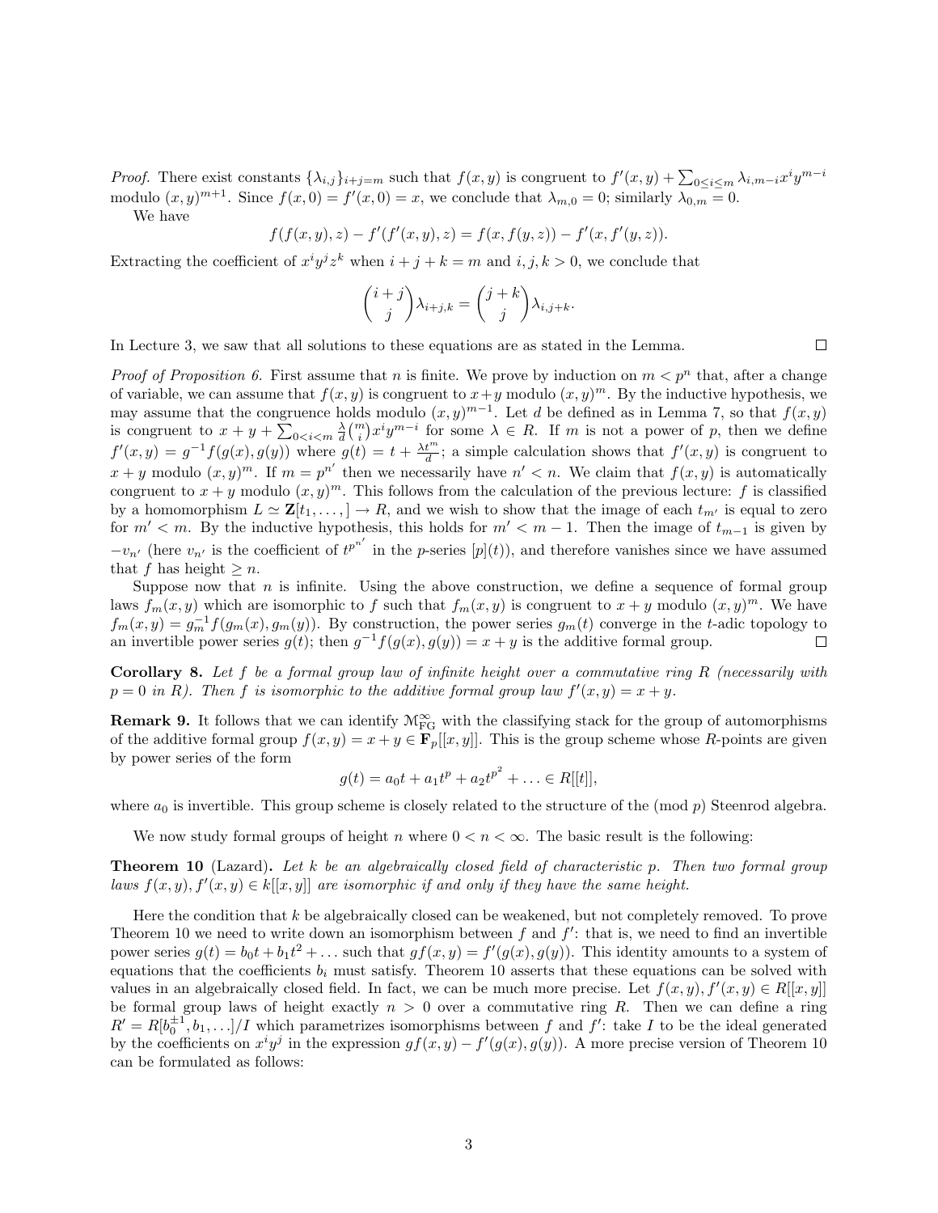*Proof.* There exist constants $\{\lambda_{i,j}\}_{i+j=m}$ such that $f(x,y)$ is congruent to $f'(x,y) + \sum_{0 \leq i \leq m} \lambda_{i,m-i} x^i y^{m-i}$ modulo $(x,y)^{m+1}$. Since $f(x,0) = f'(x,0) = x$, we conclude that $\lambda_{m,0} = 0$; similarly $\lambda_{0,m} = 0$.

We have

$$f(f(x,y),z) - f'(f'(x,y),z) = f(x, f(y,z)) - f'(x, f'(y,z)).$$

Extracting the coefficient of $x^i y^j z^k$ when $i+j+k = m$ and $i,j,k > 0$, we conclude that

$$\binom{i+j}{j} \lambda_{i+j,k} = \binom{j+k}{j} \lambda_{i,j+k}.$$

In Lecture 3, we saw that all solutions to these equations are as stated in the Lemma. □

*Proof of Proposition 6.* First assume that $n$ is finite. We prove by induction on $m < p^n$ that, after a change of variable, we can assume that $f(x,y)$ is congruent to $x+y$ modulo $(x,y)^m$. By the inductive hypothesis, we may assume that the congruence holds modulo $(x,y)^{m-1}$. Let $d$ be defined as in Lemma 7, so that $f(x,y)$ is congruent to $x + y + \sum_{0<i<m} \frac{\lambda}{d}\binom{m}{i} x^i y^{m-i}$ for some $\lambda \in R$. If $m$ is not a power of $p$, then we define $f'(x,y) = g^{-1} f(g(x), g(y))$ where $g(t) = t + \frac{\lambda t^m}{d}$; a simple calculation shows that $f'(x,y)$ is congruent to $x+y$ modulo $(x,y)^m$. If $m = p^{n'}$ then we necessarily have $n' < n$. We claim that $f(x,y)$ is automatically congruent to $x+y$ modulo $(x,y)^m$. This follows from the calculation of the previous lecture: $f$ is classified by a homomorphism $L \simeq \mathbf{Z}[t_1, \ldots,] \to R$, and we wish to show that the image of each $t_{m'}$ is equal to zero for $m' < m$. By the inductive hypothesis, this holds for $m' < m-1$. Then the image of $t_{m-1}$ is given by $-v_{n'}$ (here $v_{n'}$ is the coefficient of $t^{p^{n'}}$ in the $p$-series $[p](t)$), and therefore vanishes since we have assumed that $f$ has height $\geq n$.

Suppose now that $n$ is infinite. Using the above construction, we define a sequence of formal group laws $f_m(x,y)$ which are isomorphic to $f$ such that $f_m(x,y)$ is congruent to $x+y$ modulo $(x,y)^m$. We have $f_m(x,y) = g_m^{-1} f(g_m(x), g_m(y))$. By construction, the power series $g_m(t)$ converge in the $t$-adic topology to an invertible power series $g(t)$; then $g^{-1} f(g(x), g(y)) = x + y$ is the additive formal group. □

**Corollary 8.** *Let $f$ be a formal group law of infinite height over a commutative ring $R$ (necessarily with $p = 0$ in $R$). Then $f$ is isomorphic to the additive formal group law $f'(x,y) = x + y$.*

**Remark 9.** It follows that we can identify $\mathcal{M}_{\mathrm{FG}}^{\infty}$ with the classifying stack for the group of automorphisms of the additive formal group $f(x,y) = x + y \in \mathbf{F}_p[[x,y]]$. This is the group scheme whose $R$-points are given by power series of the form

$$g(t) = a_0 t + a_1 t^p + a_2 t^{p^2} + \ldots \in R[[t]],$$

where $a_0$ is invertible. This group scheme is closely related to the structure of the (mod $p$) Steenrod algebra.

We now study formal groups of height $n$ where $0 < n < \infty$. The basic result is the following:

**Theorem 10** (Lazard)**.** *Let $k$ be an algebraically closed field of characteristic $p$. Then two formal group laws $f(x,y), f'(x,y) \in k[[x,y]]$ are isomorphic if and only if they have the same height.*

Here the condition that $k$ be algebraically closed can be weakened, but not completely removed. To prove Theorem 10 we need to write down an isomorphism between $f$ and $f'$: that is, we need to find an invertible power series $g(t) = b_0 t + b_1 t^2 + \ldots$ such that $gf(x,y) = f'(g(x), g(y))$. This identity amounts to a system of equations that the coefficients $b_i$ must satisfy. Theorem 10 asserts that these equations can be solved with values in an algebraically closed field. In fact, we can be much more precise. Let $f(x,y), f'(x,y) \in R[[x,y]]$ be formal group laws of height exactly $n > 0$ over a commutative ring $R$. Then we can define a ring $R' = R[b_0^{\pm 1}, b_1, \ldots]/I$ which parametrizes isomorphisms between $f$ and $f'$: take $I$ to be the ideal generated by the coefficients on $x^i y^j$ in the expression $gf(x,y) - f'(g(x), g(y))$. A more precise version of Theorem 10 can be formulated as follows: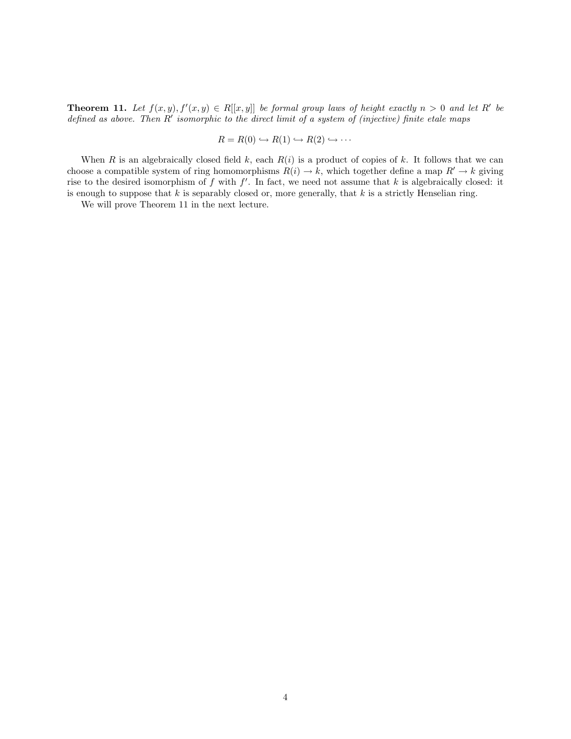**Theorem 11.** *Let $f(x, y), f'(x, y) \in R[[x, y]]$ be formal group laws of height exactly $n > 0$ and let $R'$ be defined as above. Then $R'$ isomorphic to the direct limit of a system of (injective) finite etale maps*

$$R = R(0) \hookrightarrow R(1) \hookrightarrow R(2) \hookrightarrow \cdots$$

When $R$ is an algebraically closed field $k$, each $R(i)$ is a product of copies of $k$. It follows that we can choose a compatible system of ring homomorphisms $R(i) \to k$, which together define a map $R' \to k$ giving rise to the desired isomorphism of $f$ with $f'$. In fact, we need not assume that $k$ is algebraically closed: it is enough to suppose that $k$ is separably closed or, more generally, that $k$ is a strictly Henselian ring.

We will prove Theorem 11 in the next lecture.